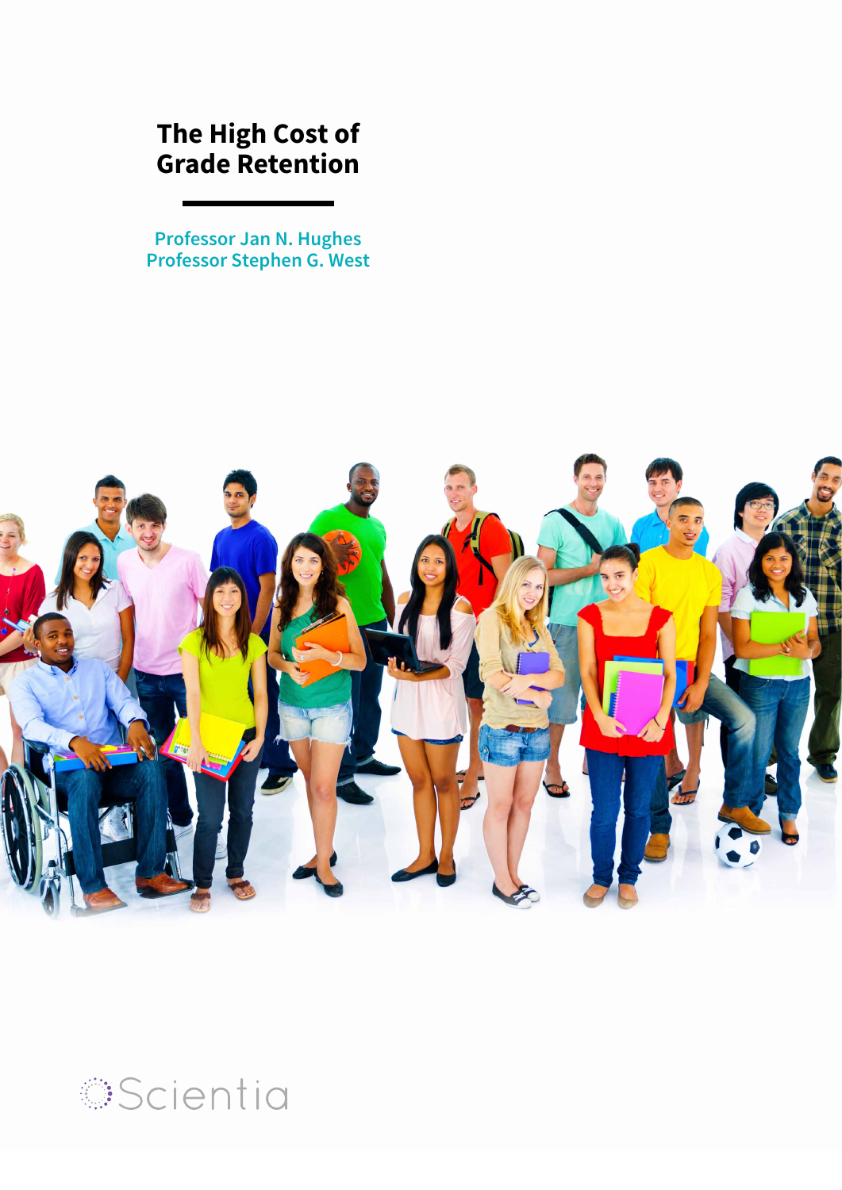# The High Cost of Grade Retention

**Professor Jan N. Hughes**
**Professor Stephen G. West**

Scientia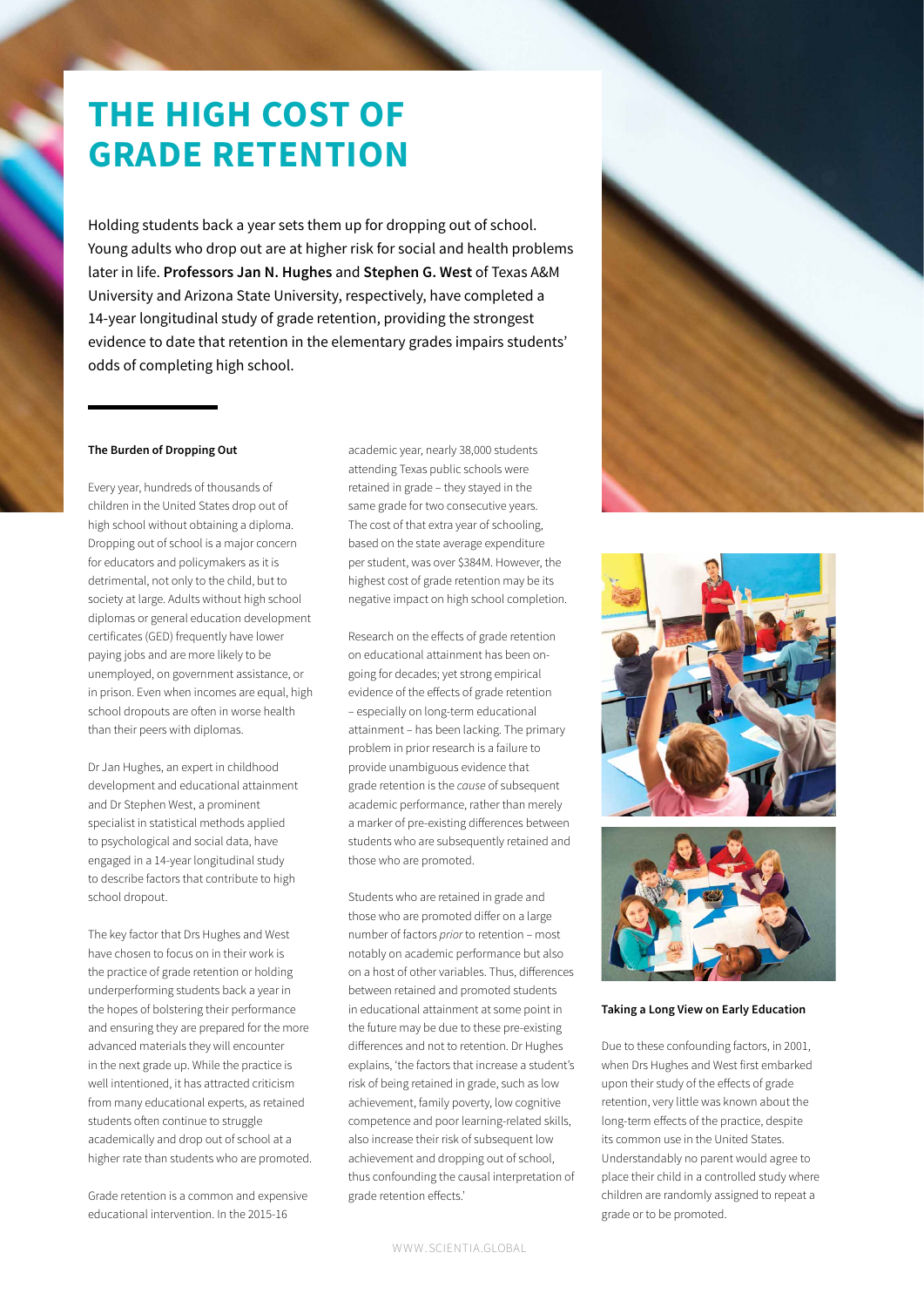# THE HIGH COST OF GRADE RETENTION

Holding students back a year sets them up for dropping out of school. Young adults who drop out are at higher risk for social and health problems later in life. **Professors Jan N. Hughes** and **Stephen G. West** of Texas A&M University and Arizona State University, respectively, have completed a 14-year longitudinal study of grade retention, providing the strongest evidence to date that retention in the elementary grades impairs students' odds of completing high school.

### The Burden of Dropping Out

Every year, hundreds of thousands of children in the United States drop out of high school without obtaining a diploma. Dropping out of school is a major concern for educators and policymakers as it is detrimental, not only to the child, but to society at large. Adults without high school diplomas or general education development certificates (GED) frequently have lower paying jobs and are more likely to be unemployed, on government assistance, or in prison. Even when incomes are equal, high school dropouts are often in worse health than their peers with diplomas.

Dr Jan Hughes, an expert in childhood development and educational attainment and Dr Stephen West, a prominent specialist in statistical methods applied to psychological and social data, have engaged in a 14-year longitudinal study to describe factors that contribute to high school dropout.

The key factor that Drs Hughes and West have chosen to focus on in their work is the practice of grade retention or holding underperforming students back a year in the hopes of bolstering their performance and ensuring they are prepared for the more advanced materials they will encounter in the next grade up. While the practice is well intentioned, it has attracted criticism from many educational experts, as retained students often continue to struggle academically and drop out of school at a higher rate than students who are promoted.

Grade retention is a common and expensive educational intervention. In the 2015-16 academic year, nearly 38,000 students attending Texas public schools were retained in grade – they stayed in the same grade for two consecutive years. The cost of that extra year of schooling, based on the state average expenditure per student, was over $384M. However, the highest cost of grade retention may be its negative impact on high school completion.

Research on the effects of grade retention on educational attainment has been on-going for decades; yet strong empirical evidence of the effects of grade retention – especially on long-term educational attainment – has been lacking. The primary problem in prior research is a failure to provide unambiguous evidence that grade retention is the *cause* of subsequent academic performance, rather than merely a marker of pre-existing differences between students who are subsequently retained and those who are promoted.

Students who are retained in grade and those who are promoted differ on a large number of factors *prior* to retention – most notably on academic performance but also on a host of other variables. Thus, differences between retained and promoted students in educational attainment at some point in the future may be due to these pre-existing differences and not to retention. Dr Hughes explains, 'the factors that increase a student's risk of being retained in grade, such as low achievement, family poverty, low cognitive competence and poor learning-related skills, also increase their risk of subsequent low achievement and dropping out of school, thus confounding the causal interpretation of grade retention effects.'

### Taking a Long View on Early Education

Due to these confounding factors, in 2001, when Drs Hughes and West first embarked upon their study of the effects of grade retention, very little was known about the long-term effects of the practice, despite its common use in the United States. Understandably no parent would agree to place their child in a controlled study where children are randomly assigned to repeat a grade or to be promoted.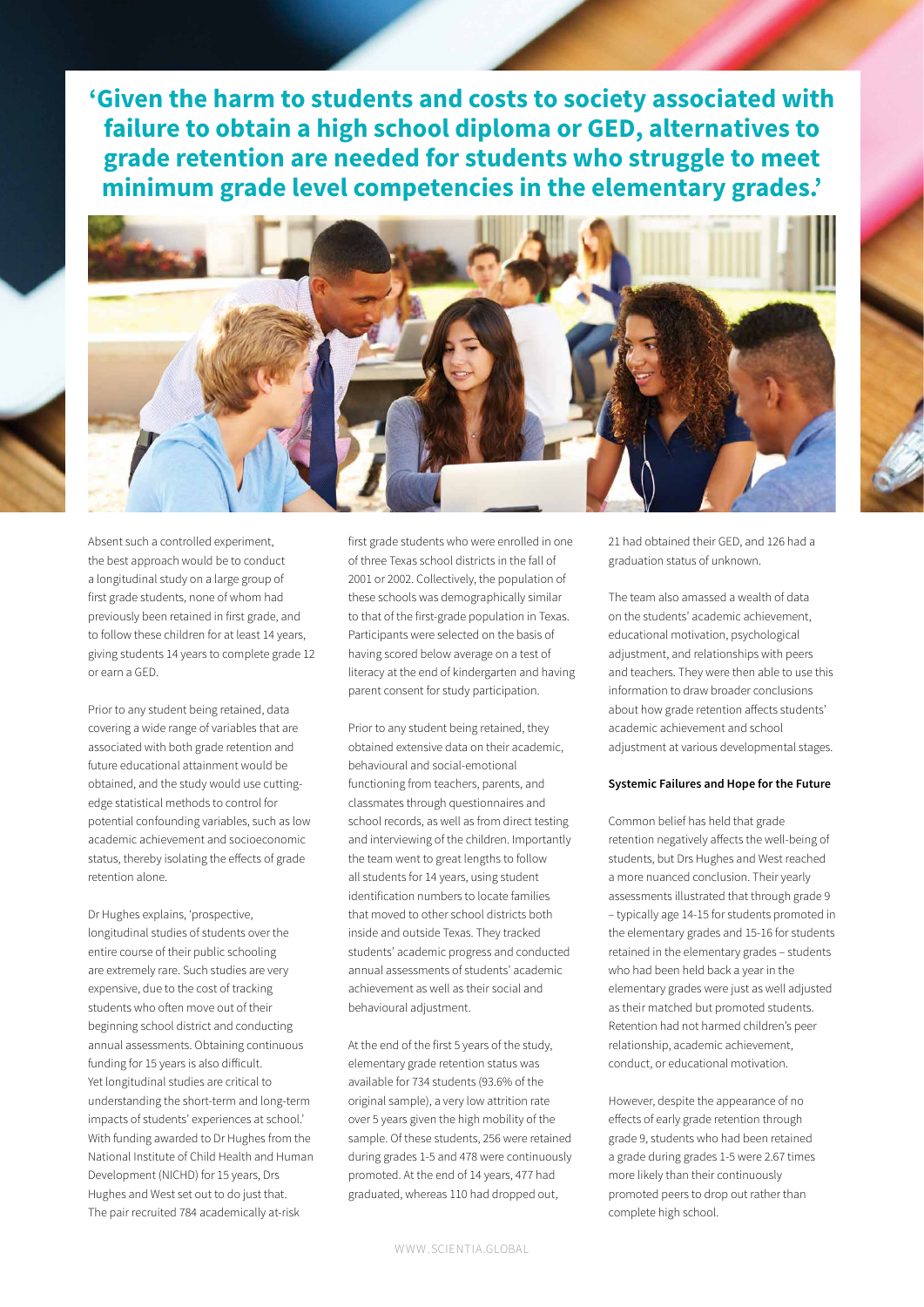**'Given the harm to students and costs to society associated with failure to obtain a high school diploma or GED, alternatives to grade retention are needed for students who struggle to meet minimum grade level competencies in the elementary grades.'**

Absent such a controlled experiment, the best approach would be to conduct a longitudinal study on a large group of first grade students, none of whom had previously been retained in first grade, and to follow these children for at least 14 years, giving students 14 years to complete grade 12 or earn a GED.

Prior to any student being retained, data covering a wide range of variables that are associated with both grade retention and future educational attainment would be obtained, and the study would use cutting-edge statistical methods to control for potential confounding variables, such as low academic achievement and socioeconomic status, thereby isolating the effects of grade retention alone.

Dr Hughes explains, 'prospective, longitudinal studies of students over the entire course of their public schooling are extremely rare. Such studies are very expensive, due to the cost of tracking students who often move out of their beginning school district and conducting annual assessments. Obtaining continuous funding for 15 years is also difficult. Yet longitudinal studies are critical to understanding the short-term and long-term impacts of students' experiences at school.' With funding awarded to Dr Hughes from the National Institute of Child Health and Human Development (NICHD) for 15 years, Drs Hughes and West set out to do just that. The pair recruited 784 academically at-risk first grade students who were enrolled in one of three Texas school districts in the fall of 2001 or 2002. Collectively, the population of these schools was demographically similar to that of the first-grade population in Texas. Participants were selected on the basis of having scored below average on a test of literacy at the end of kindergarten and having parent consent for study participation.

Prior to any student being retained, they obtained extensive data on their academic, behavioural and social-emotional functioning from teachers, parents, and classmates through questionnaires and school records, as well as from direct testing and interviewing of the children. Importantly the team went to great lengths to follow all students for 14 years, using student identification numbers to locate families that moved to other school districts both inside and outside Texas. They tracked students' academic progress and conducted annual assessments of students' academic achievement as well as their social and behavioural adjustment.

At the end of the first 5 years of the study, elementary grade retention status was available for 734 students (93.6% of the original sample), a very low attrition rate over 5 years given the high mobility of the sample. Of these students, 256 were retained during grades 1-5 and 478 were continuously promoted. At the end of 14 years, 477 had graduated, whereas 110 had dropped out, 21 had obtained their GED, and 126 had a graduation status of unknown.

The team also amassed a wealth of data on the students' academic achievement, educational motivation, psychological adjustment, and relationships with peers and teachers. They were then able to use this information to draw broader conclusions about how grade retention affects students' academic achievement and school adjustment at various developmental stages.

### Systemic Failures and Hope for the Future

Common belief has held that grade retention negatively affects the well-being of students, but Drs Hughes and West reached a more nuanced conclusion. Their yearly assessments illustrated that through grade 9 – typically age 14-15 for students promoted in the elementary grades and 15-16 for students retained in the elementary grades – students who had been held back a year in the elementary grades were just as well adjusted as their matched but promoted students. Retention had not harmed children's peer relationship, academic achievement, conduct, or educational motivation.

However, despite the appearance of no effects of early grade retention through grade 9, students who had been retained a grade during grades 1-5 were 2.67 times more likely than their continuously promoted peers to drop out rather than complete high school.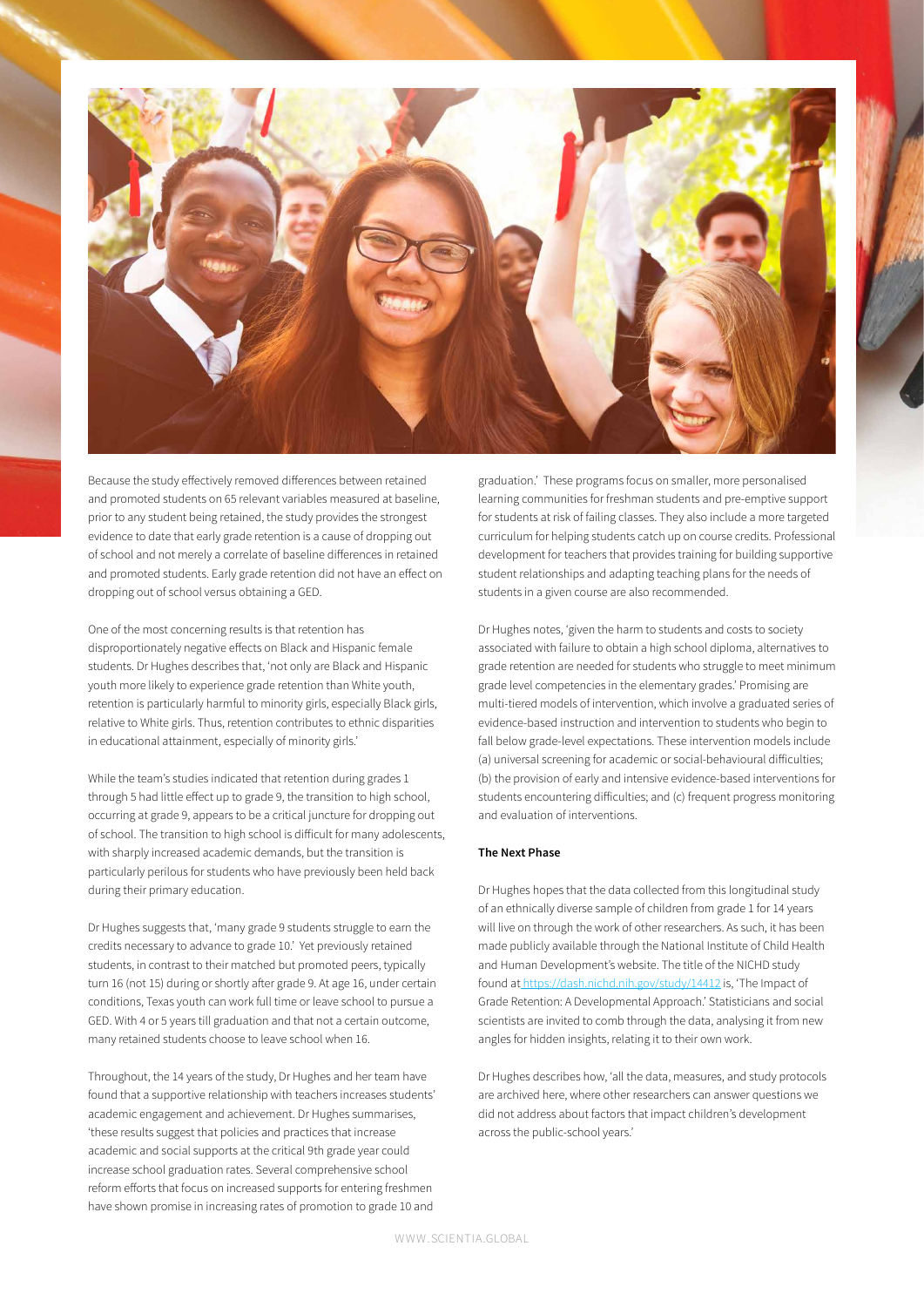Because the study effectively removed differences between retained and promoted students on 65 relevant variables measured at baseline, prior to any student being retained, the study provides the strongest evidence to date that early grade retention is a cause of dropping out of school and not merely a correlate of baseline differences in retained and promoted students. Early grade retention did not have an effect on dropping out of school versus obtaining a GED.

One of the most concerning results is that retention has disproportionately negative effects on Black and Hispanic female students. Dr Hughes describes that, 'not only are Black and Hispanic youth more likely to experience grade retention than White youth, retention is particularly harmful to minority girls, especially Black girls, relative to White girls. Thus, retention contributes to ethnic disparities in educational attainment, especially of minority girls.'

While the team's studies indicated that retention during grades 1 through 5 had little effect up to grade 9, the transition to high school, occurring at grade 9, appears to be a critical juncture for dropping out of school. The transition to high school is difficult for many adolescents, with sharply increased academic demands, but the transition is particularly perilous for students who have previously been held back during their primary education.

Dr Hughes suggests that, 'many grade 9 students struggle to earn the credits necessary to advance to grade 10.' Yet previously retained students, in contrast to their matched but promoted peers, typically turn 16 (not 15) during or shortly after grade 9. At age 16, under certain conditions, Texas youth can work full time or leave school to pursue a GED. With 4 or 5 years till graduation and that not a certain outcome, many retained students choose to leave school when 16.

Throughout, the 14 years of the study, Dr Hughes and her team have found that a supportive relationship with teachers increases students' academic engagement and achievement. Dr Hughes summarises, 'these results suggest that policies and practices that increase academic and social supports at the critical 9th grade year could increase school graduation rates. Several comprehensive school reform efforts that focus on increased supports for entering freshmen have shown promise in increasing rates of promotion to grade 10 and graduation.' These programs focus on smaller, more personalised learning communities for freshman students and pre-emptive support for students at risk of failing classes. They also include a more targeted curriculum for helping students catch up on course credits. Professional development for teachers that provides training for building supportive student relationships and adapting teaching plans for the needs of students in a given course are also recommended.

Dr Hughes notes, 'given the harm to students and costs to society associated with failure to obtain a high school diploma, alternatives to grade retention are needed for students who struggle to meet minimum grade level competencies in the elementary grades.' Promising are multi-tiered models of intervention, which involve a graduated series of evidence-based instruction and intervention to students who begin to fall below grade-level expectations. These intervention models include (a) universal screening for academic or social-behavioural difficulties; (b) the provision of early and intensive evidence-based interventions for students encountering difficulties; and (c) frequent progress monitoring and evaluation of interventions.

**The Next Phase**

Dr Hughes hopes that the data collected from this longitudinal study of an ethnically diverse sample of children from grade 1 for 14 years will live on through the work of other researchers. As such, it has been made publicly available through the National Institute of Child Health and Human Development's website. The title of the NICHD study found at https://dash.nichd.nih.gov/study/14412 is, 'The Impact of Grade Retention: A Developmental Approach.' Statisticians and social scientists are invited to comb through the data, analysing it from new angles for hidden insights, relating it to their own work.

Dr Hughes describes how, 'all the data, measures, and study protocols are archived here, where other researchers can answer questions we did not address about factors that impact children's development across the public-school years.'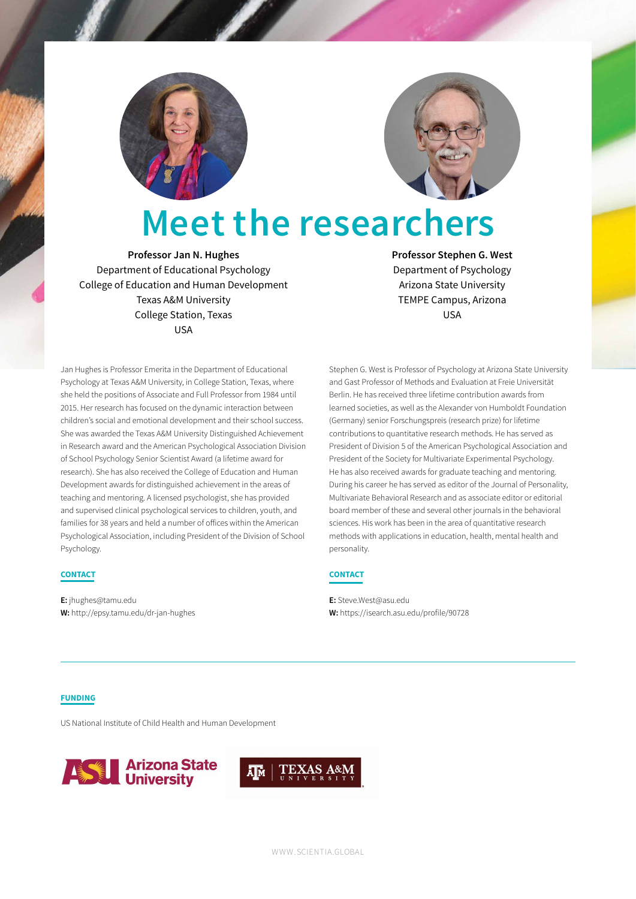# Meet the researchers

**Professor Jan N. Hughes**
Department of Educational Psychology
College of Education and Human Development
Texas A&M University
College Station, Texas
USA

Jan Hughes is Professor Emerita in the Department of Educational Psychology at Texas A&M University, in College Station, Texas, where she held the positions of Associate and Full Professor from 1984 until 2015. Her research has focused on the dynamic interaction between children's social and emotional development and their school success. She was awarded the Texas A&M University Distinguished Achievement in Research award and the American Psychological Association Division of School Psychology Senior Scientist Award (a lifetime award for research). She has also received the College of Education and Human Development awards for distinguished achievement in the areas of teaching and mentoring. A licensed psychologist, she has provided and supervised clinical psychological services to children, youth, and families for 38 years and held a number of offices within the American Psychological Association, including President of the Division of School Psychology.

**CONTACT**

**E:** jhughes@tamu.edu
**W:** http://epsy.tamu.edu/dr-jan-hughes

**Professor Stephen G. West**
Department of Psychology
Arizona State University
TEMPE Campus, Arizona
USA

Stephen G. West is Professor of Psychology at Arizona State University and Gast Professor of Methods and Evaluation at Freie Universität Berlin. He has received three lifetime contribution awards from learned societies, as well as the Alexander von Humboldt Foundation (Germany) senior Forschungspreis (research prize) for lifetime contributions to quantitative research methods. He has served as President of Division 5 of the American Psychological Association and President of the Society for Multivariate Experimental Psychology. He has also received awards for graduate teaching and mentoring. During his career he has served as editor of the Journal of Personality, Multivariate Behavioral Research and as associate editor or editorial board member of these and several other journals in the behavioral sciences. His work has been in the area of quantitative research methods with applications in education, health, mental health and personality.

**CONTACT**

**E:** Steve.West@asu.edu
**W:** https://isearch.asu.edu/profile/90728

---

**FUNDING**

US National Institute of Child Health and Human Development